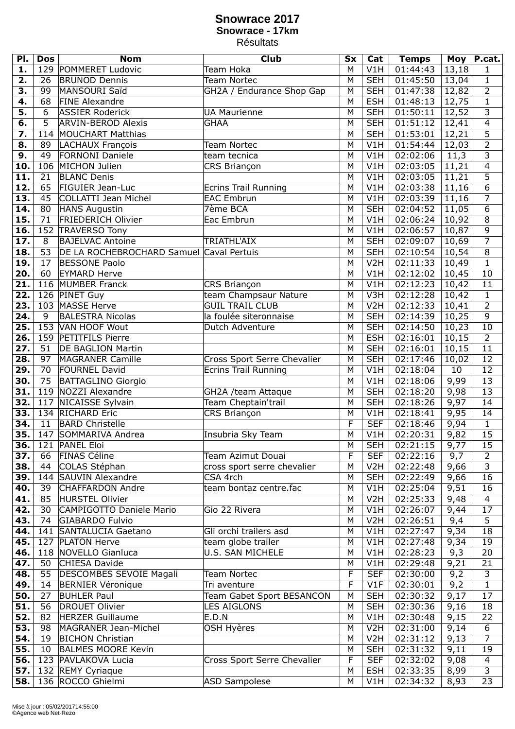# Snowrace 2017

## Snowrace - 17km

Résultats

| Pl. | Dos | Nom | Club | Sx | Cat | Temps | Moy | P.cat. |
|---|---|---|---|---|---|---|---|---|
| **1.** | 129 | POMMERET Ludovic | Team Hoka | M | V1H | 01:44:43 | 13,18 | 1 |
| **2.** | 26 | BRUNOD Dennis | Team Nortec | M | SEH | 01:45:50 | 13,04 | 1 |
| **3.** | 99 | MANSOURI Saïd | GH2A / Endurance Shop Gap | M | SEH | 01:47:38 | 12,82 | 2 |
| **4.** | 68 | FINE Alexandre | | M | ESH | 01:48:13 | 12,75 | 1 |
| **5.** | 6 | ASSIER Roderick | UA Maurienne | M | SEH | 01:50:11 | 12,52 | 3 |
| **6.** | 5 | ARVIN-BEROD Alexis | GHAA | M | SEH | 01:51:12 | 12,41 | 4 |
| **7.** | 114 | MOUCHART Matthias | | M | SEH | 01:53:01 | 12,21 | 5 |
| **8.** | 89 | LACHAUX François | Team Nortec | M | V1H | 01:54:44 | 12,03 | 2 |
| **9.** | 49 | FORNONI Daniele | team tecnica | M | V1H | 02:02:06 | 11,3 | 3 |
| **10.** | 106 | MICHON Julien | CRS Briançon | M | V1H | 02:03:05 | 11,21 | 4 |
| **11.** | 21 | BLANC Denis | | M | V1H | 02:03:05 | 11,21 | 5 |
| **12.** | 65 | FIGUIER Jean-Luc | Ecrins Trail Running | M | V1H | 02:03:38 | 11,16 | 6 |
| **13.** | 45 | COLLATTI Jean Michel | EAC Embrun | M | V1H | 02:03:39 | 11,16 | 7 |
| **14.** | 80 | HANS Augustin | 7ème BCA | M | SEH | 02:04:52 | 11,05 | 6 |
| **15.** | 71 | FRIEDERICH Olivier | Eac Embrun | M | V1H | 02:06:24 | 10,92 | 8 |
| **16.** | 152 | TRAVERSO Tony | | M | V1H | 02:06:57 | 10,87 | 9 |
| **17.** | 8 | BAJELVAC Antoine | TRIATHL'AIX | M | SEH | 02:09:07 | 10,69 | 7 |
| **18.** | 53 | DE LA ROCHEBROCHARD Samuel | Caval Pertuis | M | SEH | 02:10:54 | 10,54 | 8 |
| **19.** | 17 | BESSONE Paolo | | M | V2H | 02:11:33 | 10,49 | 1 |
| **20.** | 60 | EYMARD Herve | | M | V1H | 02:12:02 | 10,45 | 10 |
| **21.** | 116 | MUMBER Franck | CRS Briançon | M | V1H | 02:12:23 | 10,42 | 11 |
| **22.** | 126 | PINET Guy | team Champsaur Nature | M | V3H | 02:12:28 | 10,42 | 1 |
| **23.** | 103 | MASSE Herve | GUIL TRAIL CLUB | M | V2H | 02:12:33 | 10,41 | 2 |
| **24.** | 9 | BALESTRA Nicolas | la foulée siteronnaise | M | SEH | 02:14:39 | 10,25 | 9 |
| **25.** | 153 | VAN HOOF Wout | Dutch Adventure | M | SEH | 02:14:50 | 10,23 | 10 |
| **26.** | 159 | PETITFILS Pierre | | M | ESH | 02:16:01 | 10,15 | 2 |
| **27.** | 51 | DE BAGLION Martin | | M | SEH | 02:16:01 | 10,15 | 11 |
| **28.** | 97 | MAGRANER Camille | Cross Sport Serre Chevalier | M | SEH | 02:17:46 | 10,02 | 12 |
| **29.** | 70 | FOURNEL David | Ecrins Trail Running | M | V1H | 02:18:04 | 10 | 12 |
| **30.** | 75 | BATTAGLINO Giorgio | | M | V1H | 02:18:06 | 9,99 | 13 |
| **31.** | 119 | NOZZI Alexandre | GH2A /team Attaque | M | SEH | 02:18:20 | 9,98 | 13 |
| **32.** | 117 | NICAISSE Sylvain | Team Cheptain'trail | M | SEH | 02:18:26 | 9,97 | 14 |
| **33.** | 134 | RICHARD Eric | CRS Briançon | M | V1H | 02:18:41 | 9,95 | 14 |
| **34.** | 11 | BARD Christelle | | F | SEF | 02:18:46 | 9,94 | 1 |
| **35.** | 147 | SOMMARIVA Andrea | Insubria Sky Team | M | V1H | 02:20:31 | 9,82 | 15 |
| **36.** | 121 | PANEL Eloi | | M | SEH | 02:21:15 | 9,77 | 15 |
| **37.** | 66 | FINAS Céline | Team Azimut Douai | F | SEF | 02:22:16 | 9,7 | 2 |
| **38.** | 44 | COLAS Stéphan | cross sport serre chevalier | M | V2H | 02:22:48 | 9,66 | 3 |
| **39.** | 144 | SAUVIN Alexandre | CSA 4rch | M | SEH | 02:22:49 | 9,66 | 16 |
| **40.** | 39 | CHAFFARDON Andre | team bontaz centre.fac | M | V1H | 02:25:04 | 9,51 | 16 |
| **41.** | 85 | HURSTEL Olivier | | M | V2H | 02:25:33 | 9,48 | 4 |
| **42.** | 30 | CAMPIGOTTO Daniele Mario | Gio 22 Rivera | M | V1H | 02:26:07 | 9,44 | 17 |
| **43.** | 74 | GIABARDO Fulvio | | M | V2H | 02:26:51 | 9,4 | 5 |
| **44.** | 141 | SANTALUCIA Gaetano | Gli orchi trailers asd | M | V1H | 02:27:47 | 9,34 | 18 |
| **45.** | 127 | PLATON Herve | team globe trailer | M | V1H | 02:27:48 | 9,34 | 19 |
| **46.** | 118 | NOVELLO Gianluca | U.S. SAN MICHELE | M | V1H | 02:28:23 | 9,3 | 20 |
| **47.** | 50 | CHIESA Davide | | M | V1H | 02:29:48 | 9,21 | 21 |
| **48.** | 55 | DESCOMBES SEVOIE Magali | Team Nortec | F | SEF | 02:30:00 | 9,2 | 3 |
| **49.** | 14 | BERNIER Véronique | Tri aventure | F | V1F | 02:30:01 | 9,2 | 1 |
| **50.** | 27 | BUHLER Paul | Team Gabet Sport BESANCON | M | SEH | 02:30:32 | 9,17 | 17 |
| **51.** | 56 | DROUET Olivier | LES AIGLONS | M | SEH | 02:30:36 | 9,16 | 18 |
| **52.** | 82 | HERZER Guillaume | E.D.N | M | V1H | 02:30:48 | 9,15 | 22 |
| **53.** | 98 | MAGRANER Jean-Michel | OSH Hyères | M | V2H | 02:31:00 | 9,14 | 6 |
| **54.** | 19 | BICHON Christian | | M | V2H | 02:31:12 | 9,13 | 7 |
| **55.** | 10 | BALMES MOORE Kevin | | M | SEH | 02:31:32 | 9,11 | 19 |
| **56.** | 123 | PAVLAKOVA Lucia | Cross Sport Serre Chevalier | F | SEF | 02:32:02 | 9,08 | 4 |
| **57.** | 132 | REMY Cyriaque | | M | ESH | 02:33:35 | 8,99 | 3 |
| **58.** | 136 | ROCCO Ghielmi | ASD Sampolese | M | V1H | 02:34:32 | 8,93 | 23 |

Mise à jour : 05/02/201714:55:00
©Agence web Net-Rezo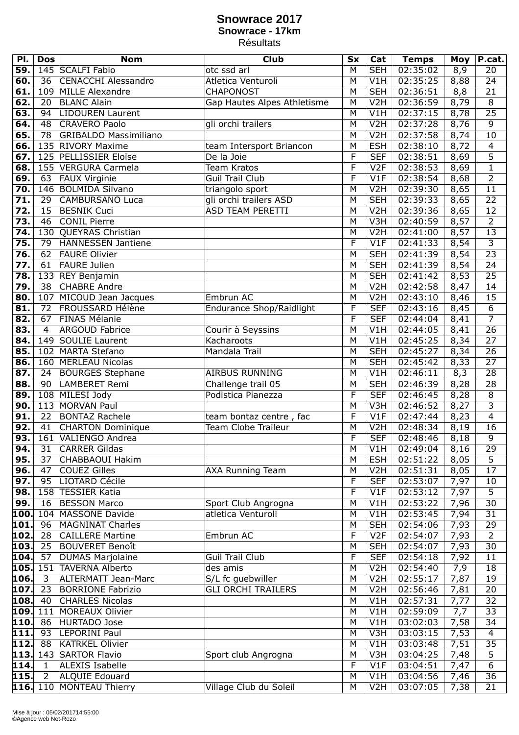# Snowrace 2017

## Snowrace - 17km

Résultats

| Pl. | Dos | Nom | Club | Sx | Cat | Temps | Moy | P.cat. |
|---|---|---|---|---|---|---|---|---|
| **59.** | 145 | SCALFI Fabio | otc ssd arl | M | SEH | 02:35:02 | 8,9 | 20 |
| **60.** | 36 | CENACCHI Alessandro | Atletica Venturoli | M | V1H | 02:35:25 | 8,88 | 24 |
| **61.** | 109 | MILLE Alexandre | CHAPONOST | M | SEH | 02:36:51 | 8,8 | 21 |
| **62.** | 20 | BLANC Alain | Gap Hautes Alpes Athletisme | M | V2H | 02:36:59 | 8,79 | 8 |
| **63.** | 94 | LIDOUREN Laurent | | M | V1H | 02:37:15 | 8,78 | 25 |
| **64.** | 48 | CRAVERO Paolo | gli orchi trailers | M | V2H | 02:37:28 | 8,76 | 9 |
| **65.** | 78 | GRIBALDO Massimiliano | | M | V2H | 02:37:58 | 8,74 | 10 |
| **66.** | 135 | RIVORY Maxime | team Intersport Briancon | M | ESH | 02:38:10 | 8,72 | 4 |
| **67.** | 125 | PELLISSIER Eloïse | De la Joie | F | SEF | 02:38:51 | 8,69 | 5 |
| **68.** | 155 | VERGURA Carmela | Team Kratos | F | V2F | 02:38:53 | 8,69 | 1 |
| **69.** | 63 | FAUX Virginie | Guil Trail Club | F | V1F | 02:38:54 | 8,68 | 2 |
| **70.** | 146 | BOLMIDA Silvano | triangolo sport | M | V2H | 02:39:30 | 8,65 | 11 |
| **71.** | 29 | CAMBURSANO Luca | gli orchi trailers ASD | M | SEH | 02:39:33 | 8,65 | 22 |
| **72.** | 15 | BESNIK Cuci | ASD TEAM PERETTI | M | V2H | 02:39:36 | 8,65 | 12 |
| **73.** | 46 | CONIL Pierre | | M | V3H | 02:40:59 | 8,57 | 2 |
| **74.** | 130 | QUEYRAS Christian | | M | V2H | 02:41:00 | 8,57 | 13 |
| **75.** | 79 | HANNESSEN Jantiene | | F | V1F | 02:41:33 | 8,54 | 3 |
| **76.** | 62 | FAURE Olivier | | M | SEH | 02:41:39 | 8,54 | 23 |
| **77.** | 61 | FAURE Julien | | M | SEH | 02:41:39 | 8,54 | 24 |
| **78.** | 133 | REY Benjamin | | M | SEH | 02:41:42 | 8,53 | 25 |
| **79.** | 38 | CHABRE Andre | | M | V2H | 02:42:58 | 8,47 | 14 |
| **80.** | 107 | MICOUD Jean Jacques | Embrun AC | M | V2H | 02:43:10 | 8,46 | 15 |
| **81.** | 72 | FROUSSARD Hélène | Endurance Shop/Raidlight | F | SEF | 02:43:16 | 8,45 | 6 |
| **82.** | 67 | FINAS Mélanie | | F | SEF | 02:44:04 | 8,41 | 7 |
| **83.** | 4 | ARGOUD Fabrice | Courir à Seyssins | M | V1H | 02:44:05 | 8,41 | 26 |
| **84.** | 149 | SOULIE Laurent | Kacharoots | M | V1H | 02:45:25 | 8,34 | 27 |
| **85.** | 102 | MARTA Stefano | Mandala Trail | M | SEH | 02:45:27 | 8,34 | 26 |
| **86.** | 160 | MERLEAU Nicolas | | M | SEH | 02:45:42 | 8,33 | 27 |
| **87.** | 24 | BOURGES Stephane | AIRBUS RUNNING | M | V1H | 02:46:11 | 8,3 | 28 |
| **88.** | 90 | LAMBERET Remi | Challenge trail 05 | M | SEH | 02:46:39 | 8,28 | 28 |
| **89.** | 108 | MILESI Jody | Podistica Pianezza | F | SEF | 02:46:45 | 8,28 | 8 |
| **90.** | 113 | MORVAN Paul | | M | V3H | 02:46:52 | 8,27 | 3 |
| **91.** | 22 | BONTAZ Rachele | team bontaz centre , fac | F | V1F | 02:47:44 | 8,23 | 4 |
| **92.** | 41 | CHARTON Dominique | Team Clobe Traileur | M | V2H | 02:48:34 | 8,19 | 16 |
| **93.** | 161 | VALIENGO Andrea | | F | SEF | 02:48:46 | 8,18 | 9 |
| **94.** | 31 | CARRER Gildas | | M | V1H | 02:49:04 | 8,16 | 29 |
| **95.** | 37 | CHABBAOUI Hakim | | M | ESH | 02:51:22 | 8,05 | 5 |
| **96.** | 47 | COUEZ Gilles | AXA Running Team | M | V2H | 02:51:31 | 8,05 | 17 |
| **97.** | 95 | LIOTARD Cécile | | F | SEF | 02:53:07 | 7,97 | 10 |
| **98.** | 158 | TESSIER Katia | | F | V1F | 02:53:12 | 7,97 | 5 |
| **99.** | 16 | BESSON Marco | Sport Club Angrogna | M | V1H | 02:53:22 | 7,96 | 30 |
| **100.** | 104 | MASSONE Davide | atletica Venturoli | M | V1H | 02:53:45 | 7,94 | 31 |
| **101.** | 96 | MAGNINAT Charles | | M | SEH | 02:54:06 | 7,93 | 29 |
| **102.** | 28 | CAILLERE Martine | Embrun AC | F | V2F | 02:54:07 | 7,93 | 2 |
| **103.** | 25 | BOUVERET Benoît | | M | SEH | 02:54:07 | 7,93 | 30 |
| **104.** | 57 | DUMAS Marjolaine | Guil Trail Club | F | SEF | 02:54:18 | 7,92 | 11 |
| **105.** | 151 | TAVERNA Alberto | des amis | M | V2H | 02:54:40 | 7,9 | 18 |
| **106.** | 3 | ALTERMATT Jean-Marc | S/L fc guebwiller | M | V2H | 02:55:17 | 7,87 | 19 |
| **107.** | 23 | BORRIONE Fabrizio | GLI ORCHI TRAILERS | M | V2H | 02:56:46 | 7,81 | 20 |
| **108.** | 40 | CHARLES Nicolas | | M | V1H | 02:57:31 | 7,77 | 32 |
| **109.** | 111 | MOREAUX Olivier | | M | V1H | 02:59:09 | 7,7 | 33 |
| **110.** | 86 | HURTADO Jose | | M | V1H | 03:02:03 | 7,58 | 34 |
| **111.** | 93 | LEPORINI Paul | | M | V3H | 03:03:15 | 7,53 | 4 |
| **112.** | 88 | KATRKEL Olivier | | M | V1H | 03:03:48 | 7,51 | 35 |
| **113.** | 143 | SARTOR Flavio | Sport club Angrogna | M | V3H | 03:04:25 | 7,48 | 5 |
| **114.** | 1 | ALEXIS Isabelle | | F | V1F | 03:04:51 | 7,47 | 6 |
| **115.** | 2 | ALQUIE Edouard | | M | V1H | 03:04:56 | 7,46 | 36 |
| **116.** | 110 | MONTEAU Thierry | Village Club du Soleil | M | V2H | 03:07:05 | 7,38 | 21 |

Mise à jour : 05/02/201714:55:00
©Agence web Net-Rezo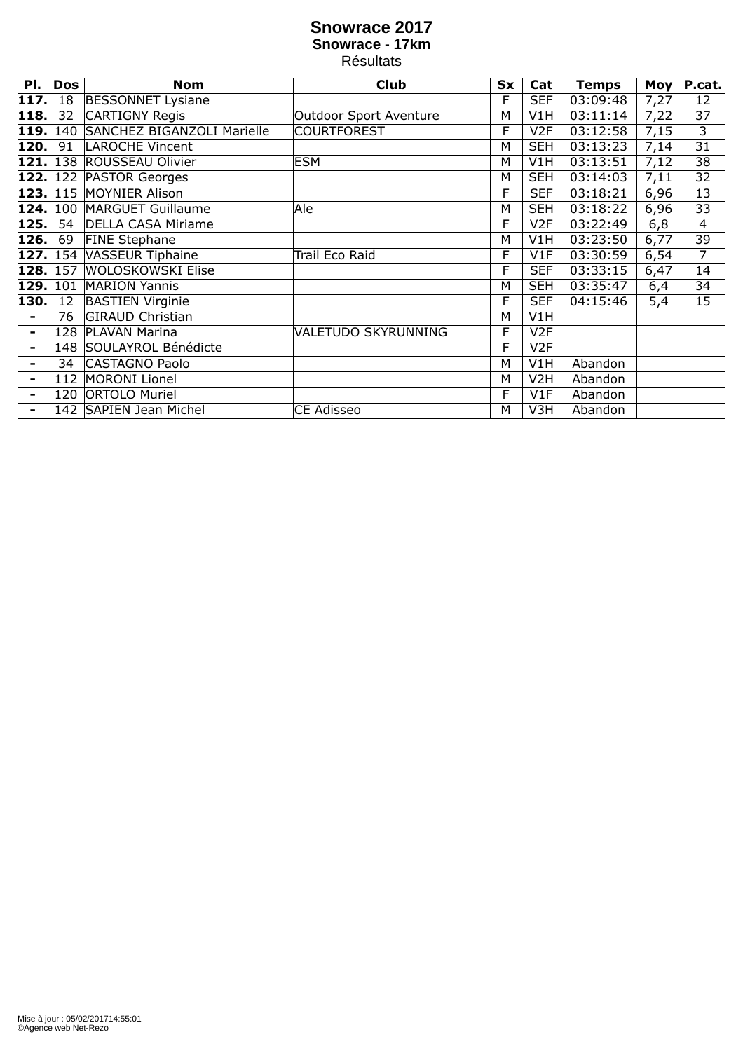# Snowrace 2017

## Snowrace - 17km

Résultats

| Pl. | Dos | Nom | Club | Sx | Cat | Temps | Moy | P.cat. |
|---|---|---|---|---|---|---|---|---|
| **117.** | 18 | BESSONNET Lysiane | | F | SEF | 03:09:48 | 7,27 | 12 |
| **118.** | 32 | CARTIGNY Regis | Outdoor Sport Aventure | M | V1H | 03:11:14 | 7,22 | 37 |
| **119.** | 140 | SANCHEZ BIGANZOLI Marielle | COURTFOREST | F | V2F | 03:12:58 | 7,15 | 3 |
| **120.** | 91 | LAROCHE Vincent | | M | SEH | 03:13:23 | 7,14 | 31 |
| **121.** | 138 | ROUSSEAU Olivier | ESM | M | V1H | 03:13:51 | 7,12 | 38 |
| **122.** | 122 | PASTOR Georges | | M | SEH | 03:14:03 | 7,11 | 32 |
| **123.** | 115 | MOYNIER Alison | | F | SEF | 03:18:21 | 6,96 | 13 |
| **124.** | 100 | MARGUET Guillaume | Ale | M | SEH | 03:18:22 | 6,96 | 33 |
| **125.** | 54 | DELLA CASA Miriame | | F | V2F | 03:22:49 | 6,8 | 4 |
| **126.** | 69 | FINE Stephane | | M | V1H | 03:23:50 | 6,77 | 39 |
| **127.** | 154 | VASSEUR Tiphaine | Trail Eco Raid | F | V1F | 03:30:59 | 6,54 | 7 |
| **128.** | 157 | WOLOSKOWSKI Elise | | F | SEF | 03:33:15 | 6,47 | 14 |
| **129.** | 101 | MARION Yannis | | M | SEH | 03:35:47 | 6,4 | 34 |
| **130.** | 12 | BASTIEN Virginie | | F | SEF | 04:15:46 | 5,4 | 15 |
| **-** | 76 | GIRAUD Christian | | M | V1H | | | |
| **-** | 128 | PLAVAN Marina | VALETUDO SKYRUNNING | F | V2F | | | |
| **-** | 148 | SOULAYROL Bénédicte | | F | V2F | | | |
| **-** | 34 | CASTAGNO Paolo | | M | V1H | Abandon | | |
| **-** | 112 | MORONI Lionel | | M | V2H | Abandon | | |
| **-** | 120 | ORTOLO Muriel | | F | V1F | Abandon | | |
| **-** | 142 | SAPIEN Jean Michel | CE Adisseo | M | V3H | Abandon | | |

Mise à jour : 05/02/201714:55:01
©Agence web Net-Rezo